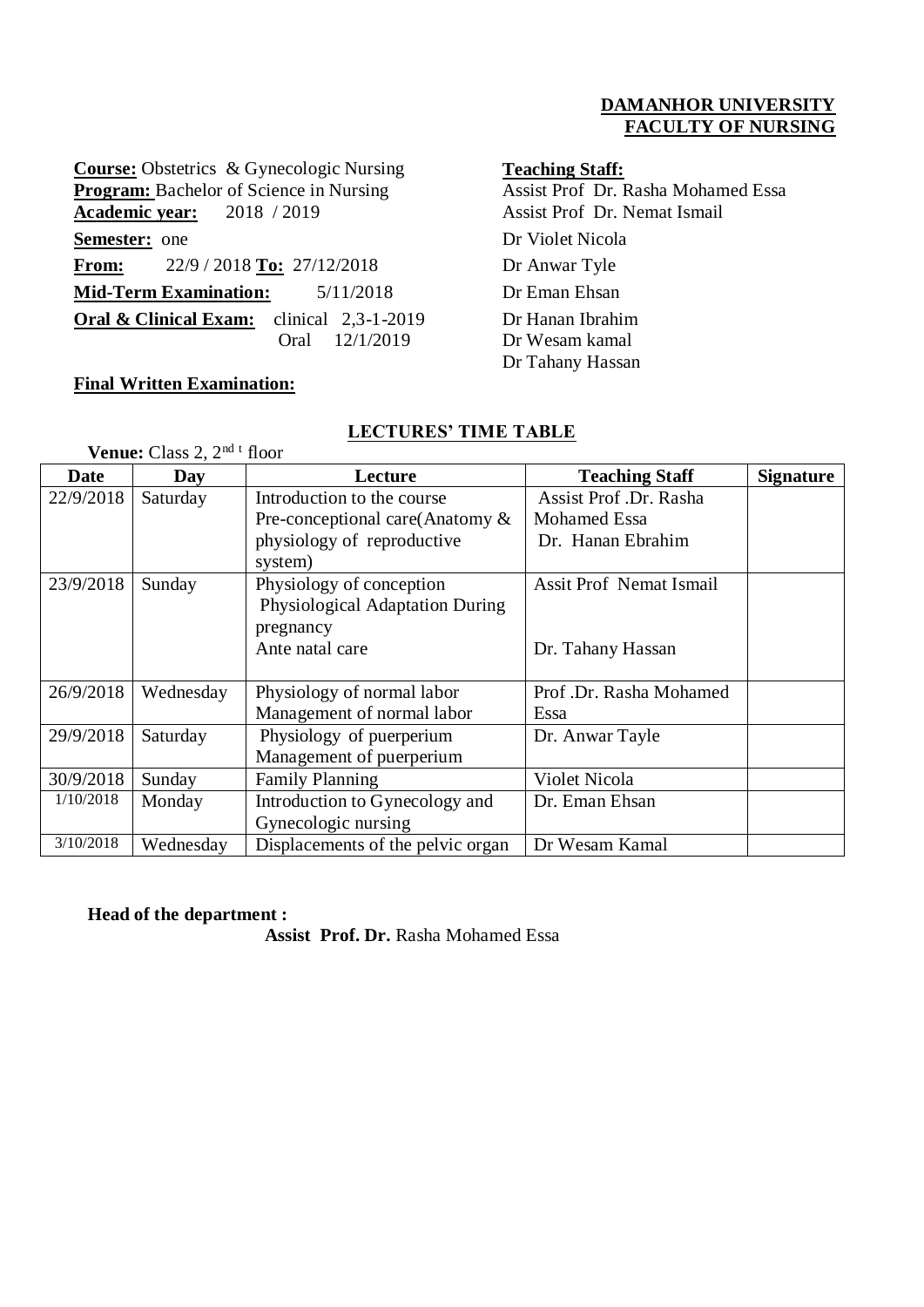**DAMANHOR UNIVERSITY**
**FACULTY OF NURSING**

**Course:** Obstetrics & Gynecologic Nursing
**Program:** Bachelor of Science in Nursing
**Academic year:** 2018 / 2019
**Semester:** one
**From:** 22/9 / 2018 **To:** 27/12/2018
**Mid-Term Examination:** 5/11/2018
**Oral & Clinical Exam:** clinical 2,3-1-2019
Oral 12/1/2019

**Final Written Examination:**

**Teaching Staff:**
Assist Prof Dr. Rasha Mohamed Essa
Assist Prof Dr. Nemat Ismail
Dr Violet Nicola
Dr Anwar Tyle
Dr Eman Ehsan
Dr Hanan Ibrahim
Dr Wesam kamal
Dr Tahany Hassan

## LECTURES' TIME TABLE

**Venue:** Class 2, 2nd t floor

| Date | Day | Lecture | Teaching Staff | Signature |
|---|---|---|---|---|
| 22/9/2018 | Saturday | Introduction to the course<br>Pre-conceptional care(Anatomy & physiology of reproductive system) | Assist Prof .Dr. Rasha Mohamed Essa<br>Dr. Hanan Ebrahim | |
| 23/9/2018 | Sunday | Physiology of conception<br>Physiological Adaptation During pregnancy<br>Ante natal care | Assit Prof Nemat Ismail<br><br>Dr. Tahany Hassan | |
| 26/9/2018 | Wednesday | Physiology of normal labor<br>Management of normal labor | Prof .Dr. Rasha Mohamed Essa | |
| 29/9/2018 | Saturday | Physiology of puerperium<br>Management of puerperium | Dr. Anwar Tayle | |
| 30/9/2018 | Sunday | Family Planning | Violet Nicola | |
| 1/10/2018 | Monday | Introduction to Gynecology and Gynecologic nursing | Dr. Eman Ehsan | |
| 3/10/2018 | Wednesday | Displacements of the pelvic organ | Dr Wesam Kamal | |

**Head of the department :**
**Assist Prof. Dr.** Rasha Mohamed Essa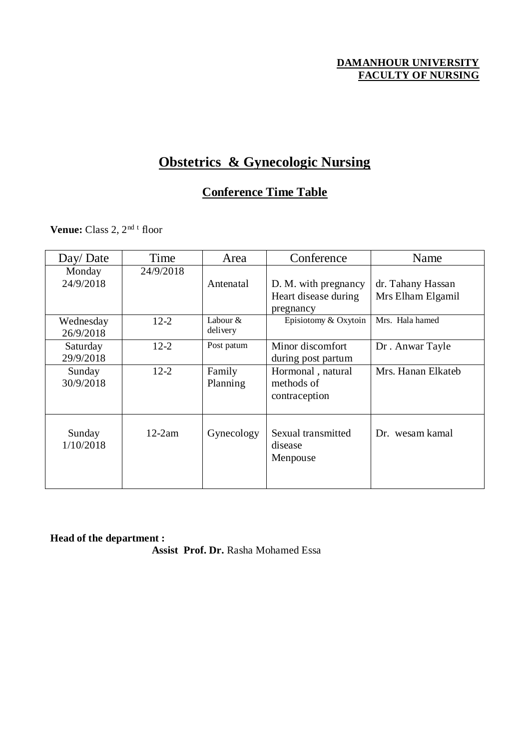**DAMANHOUR UNIVERSITY**
**FACULTY OF NURSING**

# Obstetrics & Gynecologic Nursing

## Conference Time Table

**Venue:** Class 2, 2nd t floor

| Day/ Date | Time | Area | Conference | Name |
|---|---|---|---|---|
| Monday 24/9/2018 | 24/9/2018 | Antenatal | D. M. with pregnancy Heart disease during pregnancy | dr. Tahany Hassan Mrs Elham Elgamil |
| Wednesday 26/9/2018 | 12-2 | Labour & delivery | Episiotomy & Oxytoin | Mrs. Hala hamed |
| Saturday 29/9/2018 | 12-2 | Post patum | Minor discomfort during post partum | Dr . Anwar Tayle |
| Sunday 30/9/2018 | 12-2 | Family Planning | Hormonal , natural methods of contraception | Mrs. Hanan Elkateb |
| Sunday 1/10/2018 | 12-2am | Gynecology | Sexual transmitted disease Menpouse | Dr. wesam kamal |

**Head of the department :**

**Assist Prof. Dr.** Rasha Mohamed Essa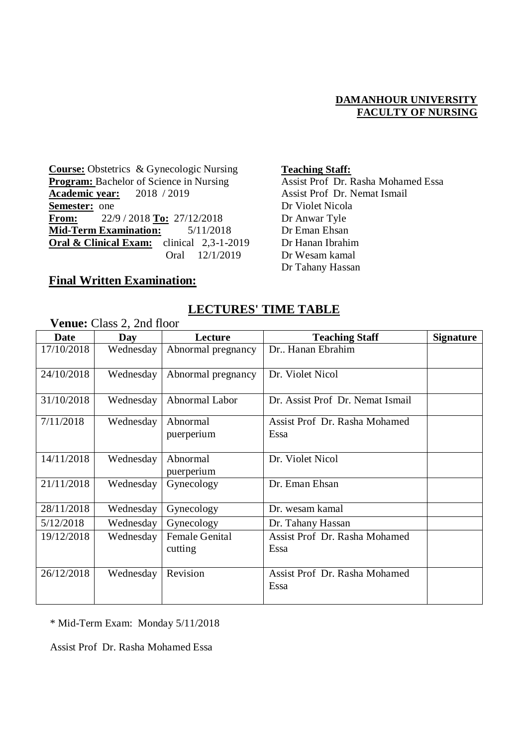**DAMANHOUR UNIVERSITY**
**FACULTY OF NURSING**

**Course:** Obstetrics & Gynecologic Nursing
**Program:** Bachelor of Science in Nursing
**Academic year:** 2018 / 2019
**Semester:** one
**From:** 22/9 / 2018 **To:** 27/12/2018
**Mid-Term Examination:** 5/11/2018
**Oral & Clinical Exam:** clinical 2,3-1-2019
Oral 12/1/2019

**Teaching Staff:**
Assist Prof Dr. Rasha Mohamed Essa
Assist Prof Dr. Nemat Ismail
Dr Violet Nicola
Dr Anwar Tyle
Dr Eman Ehsan
Dr Hanan Ibrahim
Dr Wesam kamal
Dr Tahany Hassan

## Final Written Examination:

## LECTURES' TIME TABLE

**Venue:** Class 2, 2nd floor

| Date | Day | Lecture | Teaching Staff | Signature |
|---|---|---|---|---|
| 17/10/2018 | Wednesday | Abnormal pregnancy | Dr.. Hanan Ebrahim | |
| 24/10/2018 | Wednesday | Abnormal pregnancy | Dr. Violet Nicol | |
| 31/10/2018 | Wednesday | Abnormal Labor | Dr. Assist Prof Dr. Nemat Ismail | |
| 7/11/2018 | Wednesday | Abnormal puerperium | Assist Prof Dr. Rasha Mohamed Essa | |
| 14/11/2018 | Wednesday | Abnormal puerperium | Dr. Violet Nicol | |
| 21/11/2018 | Wednesday | Gynecology | Dr. Eman Ehsan | |
| 28/11/2018 | Wednesday | Gynecology | Dr. wesam kamal | |
| 5/12/2018 | Wednesday | Gynecology | Dr. Tahany Hassan | |
| 19/12/2018 | Wednesday | Female Genital cutting | Assist Prof Dr. Rasha Mohamed Essa | |
| 26/12/2018 | Wednesday | Revision | Assist Prof Dr. Rasha Mohamed Essa | |

* Mid-Term Exam: Monday 5/11/2018

Assist Prof Dr. Rasha Mohamed Essa